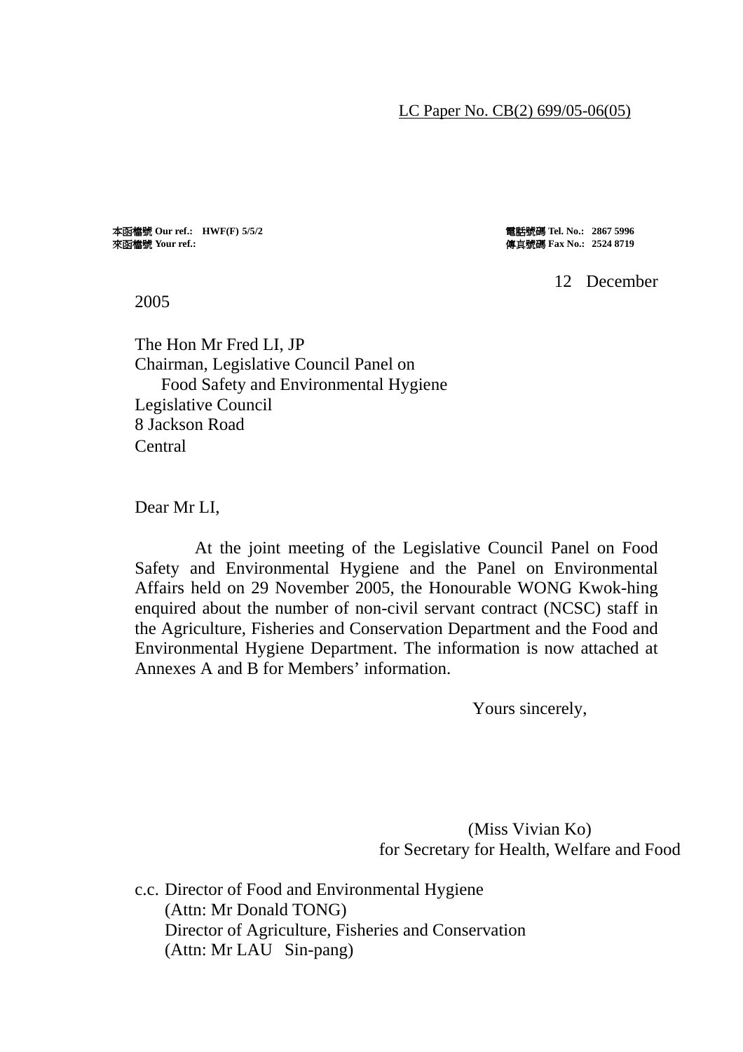LC Paper No. CB(2) 699/05-06(05)

本函檔號 **Our ref.: HWF(F) 5/5/2**
來函檔號 **Your ref.:**

電話號碼 **Tel. No.: 2867 5996**
傳真號碼 **Fax No.: 2524 8719**

12 December 2005

The Hon Mr Fred LI, JP
Chairman, Legislative Council Panel on
Food Safety and Environmental Hygiene
Legislative Council
8 Jackson Road
Central

Dear Mr LI,

At the joint meeting of the Legislative Council Panel on Food Safety and Environmental Hygiene and the Panel on Environmental Affairs held on 29 November 2005, the Honourable WONG Kwok-hing enquired about the number of non-civil servant contract (NCSC) staff in the Agriculture, Fisheries and Conservation Department and the Food and Environmental Hygiene Department. The information is now attached at Annexes A and B for Members' information.

Yours sincerely,

(Miss Vivian Ko)
for Secretary for Health, Welfare and Food

c.c. Director of Food and Environmental Hygiene
(Attn: Mr Donald TONG)
Director of Agriculture, Fisheries and Conservation
(Attn: Mr LAU Sin-pang)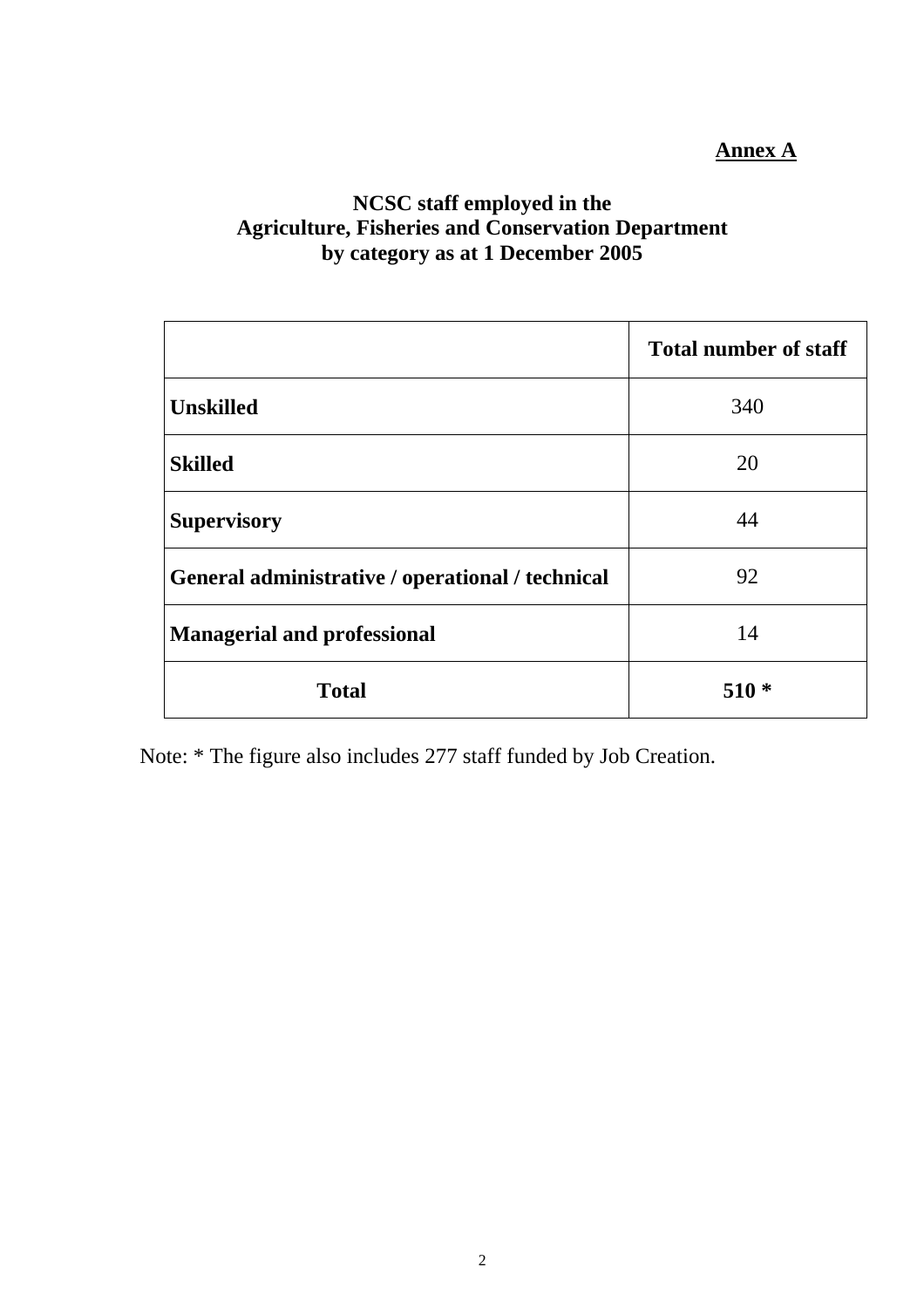**Annex A**

## NCSC staff employed in the Agriculture, Fisheries and Conservation Department by category as at 1 December 2005

| | **Total number of staff** |
|---|---|
| **Unskilled** | 340 |
| **Skilled** | 20 |
| **Supervisory** | 44 |
| **General administrative / operational / technical** | 92 |
| **Managerial and professional** | 14 |
| **Total** | **510 *** |

Note: * The figure also includes 277 staff funded by Job Creation.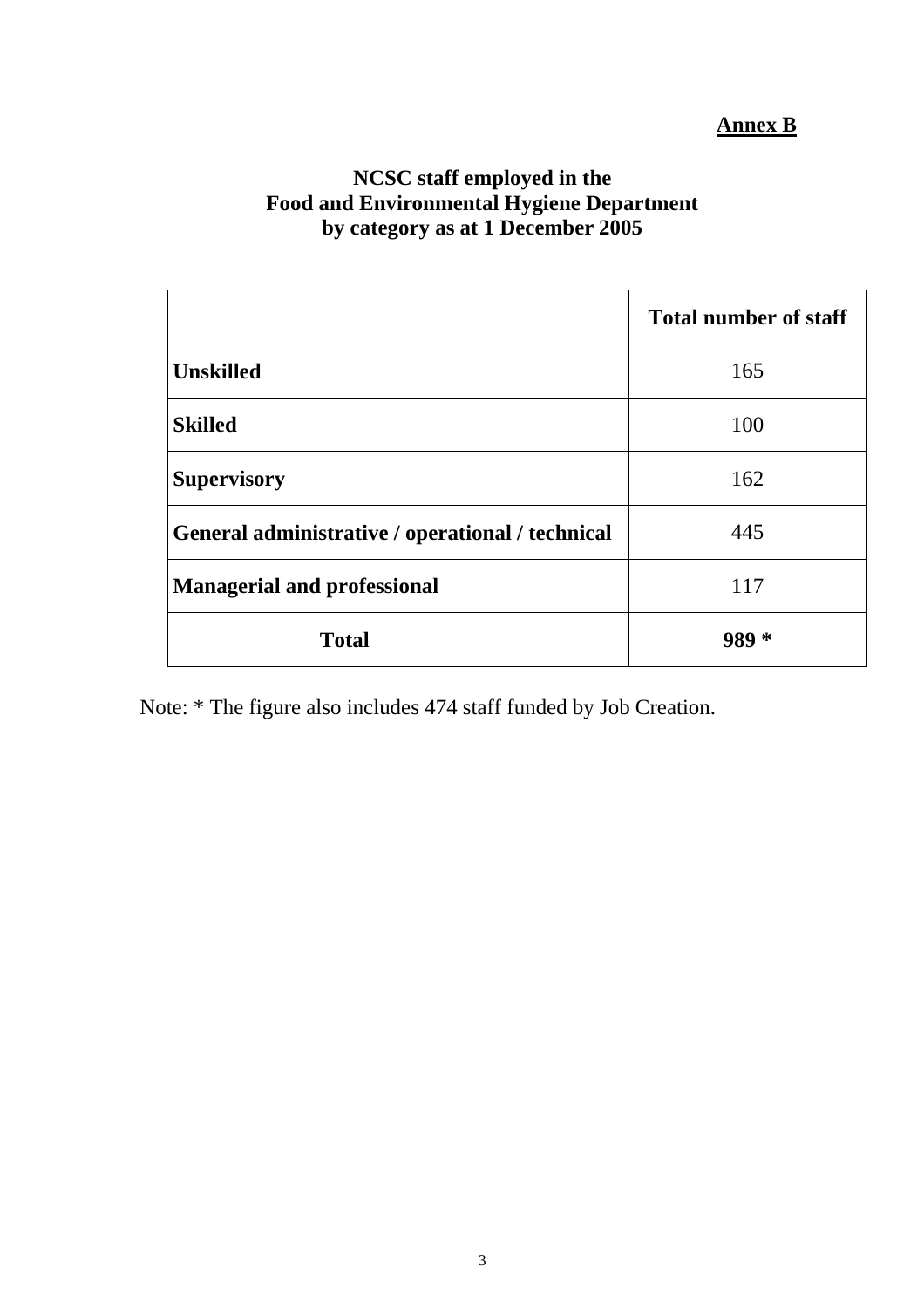**Annex B**

# NCSC staff employed in the Food and Environmental Hygiene Department by category as at 1 December 2005

| | Total number of staff |
|---|---|
| **Unskilled** | 165 |
| **Skilled** | 100 |
| **Supervisory** | 162 |
| **General administrative / operational / technical** | 445 |
| **Managerial and professional** | 117 |
| **Total** | **989 *** |

Note: * The figure also includes 474 staff funded by Job Creation.